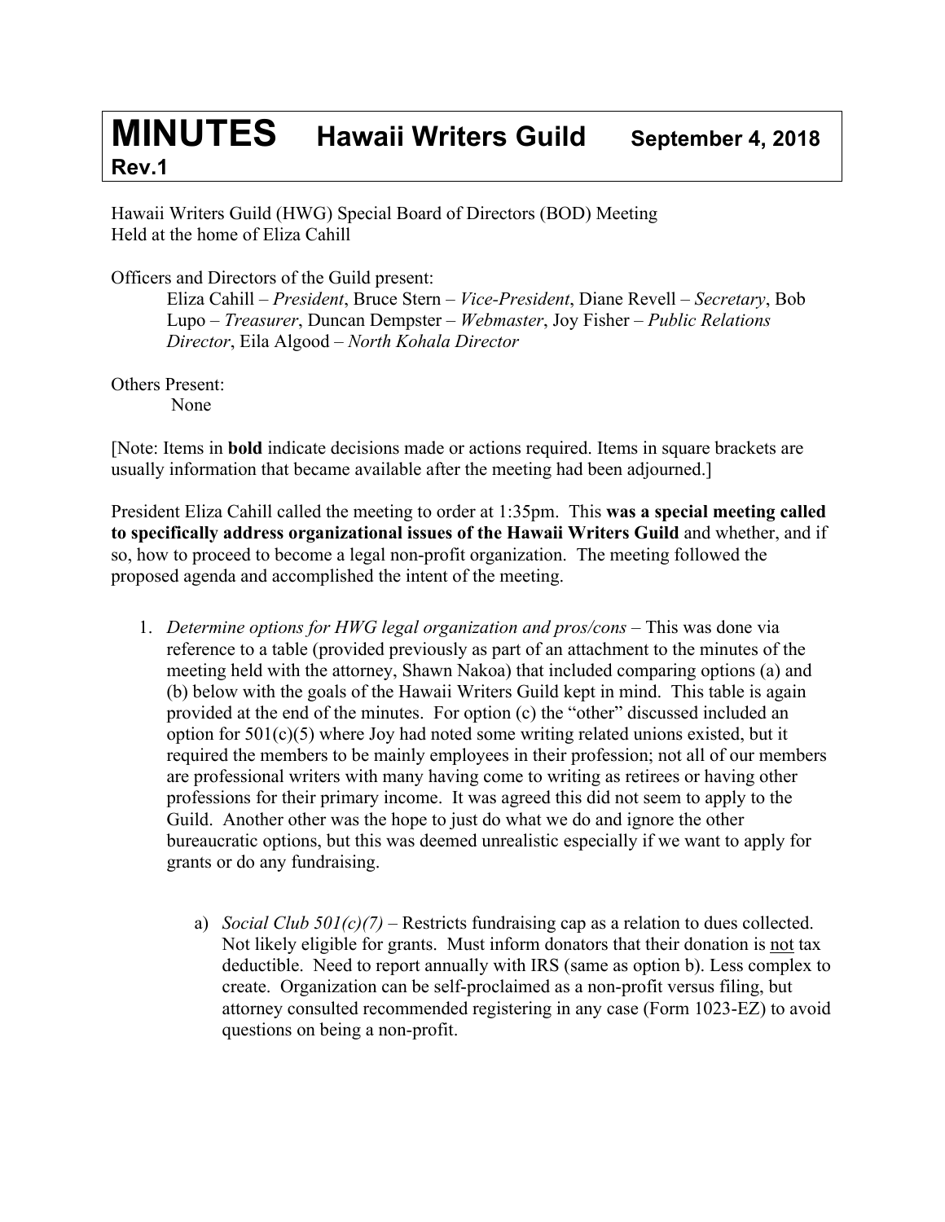# MINUTES Hawaii Writers Guild September 4, 2018 Rev.1

Hawaii Writers Guild (HWG) Special Board of Directors (BOD) Meeting
Held at the home of Eliza Cahill

Officers and Directors of the Guild present:

Eliza Cahill – *President*, Bruce Stern – *Vice-President*, Diane Revell – *Secretary*, Bob Lupo – *Treasurer*, Duncan Dempster – *Webmaster*, Joy Fisher – *Public Relations Director*, Eila Algood – *North Kohala Director*

Others Present:

None

[Note: Items in **bold** indicate decisions made or actions required. Items in square brackets are usually information that became available after the meeting had been adjourned.]

President Eliza Cahill called the meeting to order at 1:35pm. This **was a special meeting called to specifically address organizational issues of the Hawaii Writers Guild** and whether, and if so, how to proceed to become a legal non-profit organization. The meeting followed the proposed agenda and accomplished the intent of the meeting.

1. *Determine options for HWG legal organization and pros/cons* – This was done via reference to a table (provided previously as part of an attachment to the minutes of the meeting held with the attorney, Shawn Nakoa) that included comparing options (a) and (b) below with the goals of the Hawaii Writers Guild kept in mind. This table is again provided at the end of the minutes. For option (c) the "other" discussed included an option for 501(c)(5) where Joy had noted some writing related unions existed, but it required the members to be mainly employees in their profession; not all of our members are professional writers with many having come to writing as retirees or having other professions for their primary income. It was agreed this did not seem to apply to the Guild. Another other was the hope to just do what we do and ignore the other bureaucratic options, but this was deemed unrealistic especially if we want to apply for grants or do any fundraising.

    a) *Social Club 501(c)(7)* – Restricts fundraising cap as a relation to dues collected. Not likely eligible for grants. Must inform donators that their donation is <u>not</u> tax deductible. Need to report annually with IRS (same as option b). Less complex to create. Organization can be self-proclaimed as a non-profit versus filing, but attorney consulted recommended registering in any case (Form 1023-EZ) to avoid questions on being a non-profit.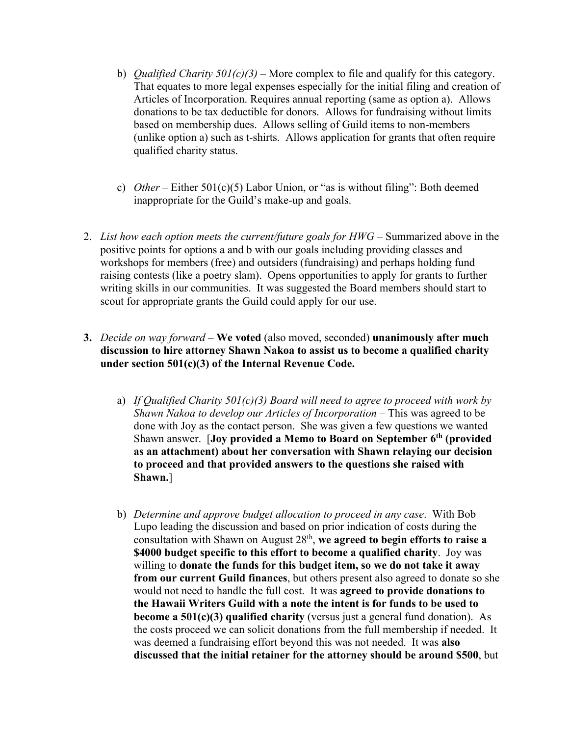b) *Qualified Charity 501(c)(3)* – More complex to file and qualify for this category. That equates to more legal expenses especially for the initial filing and creation of Articles of Incorporation. Requires annual reporting (same as option a). Allows donations to be tax deductible for donors. Allows for fundraising without limits based on membership dues. Allows selling of Guild items to non-members (unlike option a) such as t-shirts. Allows application for grants that often require qualified charity status.

c) *Other* – Either 501(c)(5) Labor Union, or "as is without filing": Both deemed inappropriate for the Guild's make-up and goals.

2. *List how each option meets the current/future goals for HWG* – Summarized above in the positive points for options a and b with our goals including providing classes and workshops for members (free) and outsiders (fundraising) and perhaps holding fund raising contests (like a poetry slam). Opens opportunities to apply for grants to further writing skills in our communities. It was suggested the Board members should start to scout for appropriate grants the Guild could apply for our use.

3. *Decide on way forward* – **We voted** (also moved, seconded) **unanimously after much discussion to hire attorney Shawn Nakoa to assist us to become a qualified charity under section 501(c)(3) of the Internal Revenue Code.**

   a) *If Qualified Charity 501(c)(3) Board will need to agree to proceed with work by Shawn Nakoa to develop our Articles of Incorporation* – This was agreed to be done with Joy as the contact person. She was given a few questions we wanted Shawn answer. [**Joy provided a Memo to Board on September 6th (provided as an attachment) about her conversation with Shawn relaying our decision to proceed and that provided answers to the questions she raised with Shawn.**]

   b) *Determine and approve budget allocation to proceed in any case*. With Bob Lupo leading the discussion and based on prior indication of costs during the consultation with Shawn on August 28th, **we agreed to begin efforts to raise a $4000 budget specific to this effort to become a qualified charity**. Joy was willing to **donate the funds for this budget item, so we do not take it away from our current Guild finances**, but others present also agreed to donate so she would not need to handle the full cost. It was **agreed to provide donations to the Hawaii Writers Guild with a note the intent is for funds to be used to become a 501(c)(3) qualified charity** (versus just a general fund donation). As the costs proceed we can solicit donations from the full membership if needed. It was deemed a fundraising effort beyond this was not needed. It was **also discussed that the initial retainer for the attorney should be around $500**, but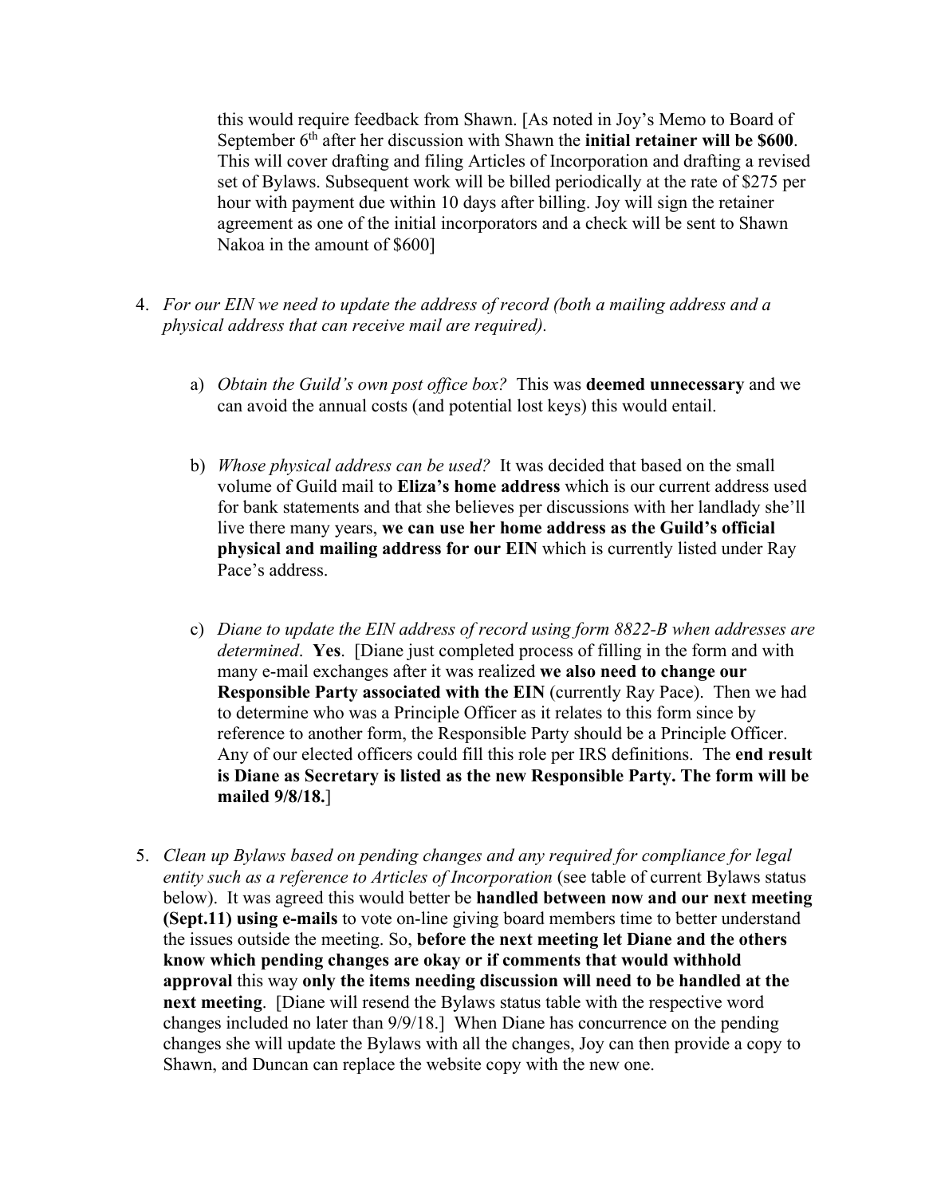this would require feedback from Shawn. [As noted in Joy's Memo to Board of September 6th after her discussion with Shawn the **initial retainer will be $600**. This will cover drafting and filing Articles of Incorporation and drafting a revised set of Bylaws. Subsequent work will be billed periodically at the rate of $275 per hour with payment due within 10 days after billing. Joy will sign the retainer agreement as one of the initial incorporators and a check will be sent to Shawn Nakoa in the amount of $600]

4. *For our EIN we need to update the address of record (both a mailing address and a physical address that can receive mail are required).*

   a) *Obtain the Guild's own post office box?* This was **deemed unnecessary** and we can avoid the annual costs (and potential lost keys) this would entail.

   b) *Whose physical address can be used?* It was decided that based on the small volume of Guild mail to **Eliza's home address** which is our current address used for bank statements and that she believes per discussions with her landlady she'll live there many years, **we can use her home address as the Guild's official physical and mailing address for our EIN** which is currently listed under Ray Pace's address.

   c) *Diane to update the EIN address of record using form 8822-B when addresses are determined*. **Yes**. [Diane just completed process of filling in the form and with many e-mail exchanges after it was realized **we also need to change our Responsible Party associated with the EIN** (currently Ray Pace). Then we had to determine who was a Principle Officer as it relates to this form since by reference to another form, the Responsible Party should be a Principle Officer. Any of our elected officers could fill this role per IRS definitions. The **end result is Diane as Secretary is listed as the new Responsible Party. The form will be mailed 9/8/18.**]

5. *Clean up Bylaws based on pending changes and any required for compliance for legal entity such as a reference to Articles of Incorporation* (see table of current Bylaws status below). It was agreed this would better be **handled between now and our next meeting (Sept.11) using e-mails** to vote on-line giving board members time to better understand the issues outside the meeting. So, **before the next meeting let Diane and the others know which pending changes are okay or if comments that would withhold approval** this way **only the items needing discussion will need to be handled at the next meeting**. [Diane will resend the Bylaws status table with the respective word changes included no later than 9/9/18.] When Diane has concurrence on the pending changes she will update the Bylaws with all the changes, Joy can then provide a copy to Shawn, and Duncan can replace the website copy with the new one.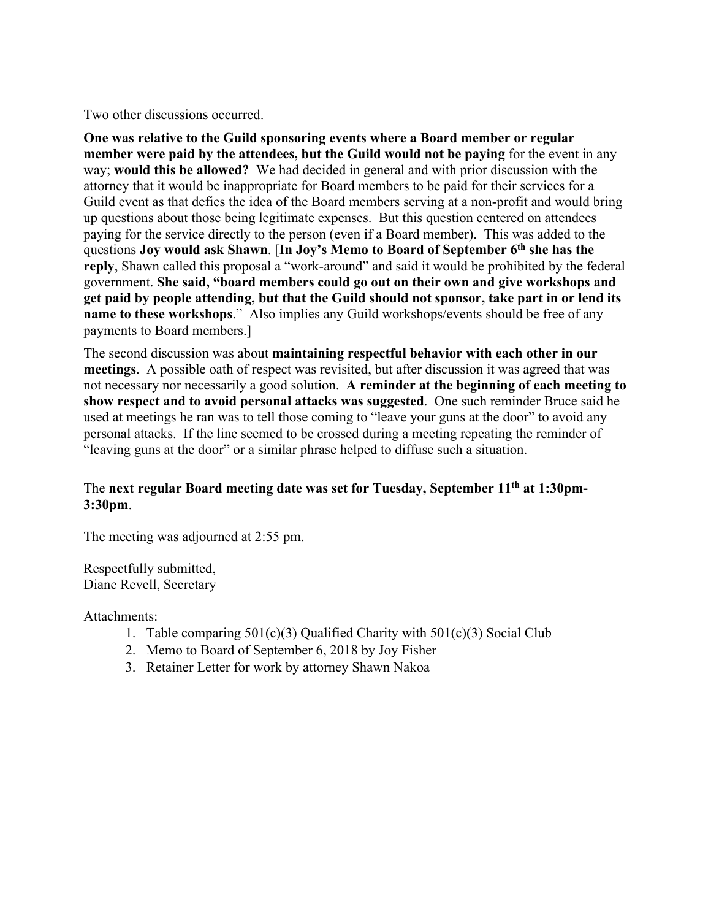Two other discussions occurred.

**One was relative to the Guild sponsoring events where a Board member or regular member were paid by the attendees, but the Guild would not be paying** for the event in any way; **would this be allowed?** We had decided in general and with prior discussion with the attorney that it would be inappropriate for Board members to be paid for their services for a Guild event as that defies the idea of the Board members serving at a non-profit and would bring up questions about those being legitimate expenses. But this question centered on attendees paying for the service directly to the person (even if a Board member). This was added to the questions **Joy would ask Shawn**. [**In Joy's Memo to Board of September 6th she has the reply**, Shawn called this proposal a "work-around" and said it would be prohibited by the federal government. **She said, "board members could go out on their own and give workshops and get paid by people attending, but that the Guild should not sponsor, take part in or lend its name to these workshops**." Also implies any Guild workshops/events should be free of any payments to Board members.]

The second discussion was about **maintaining respectful behavior with each other in our meetings**. A possible oath of respect was revisited, but after discussion it was agreed that was not necessary nor necessarily a good solution. **A reminder at the beginning of each meeting to show respect and to avoid personal attacks was suggested**. One such reminder Bruce said he used at meetings he ran was to tell those coming to "leave your guns at the door" to avoid any personal attacks. If the line seemed to be crossed during a meeting repeating the reminder of "leaving guns at the door" or a similar phrase helped to diffuse such a situation.

The **next regular Board meeting date was set for Tuesday, September 11th at 1:30pm-3:30pm**.

The meeting was adjourned at 2:55 pm.

Respectfully submitted,
Diane Revell, Secretary

Attachments:

1. Table comparing 501(c)(3) Qualified Charity with 501(c)(3) Social Club
2. Memo to Board of September 6, 2018 by Joy Fisher
3. Retainer Letter for work by attorney Shawn Nakoa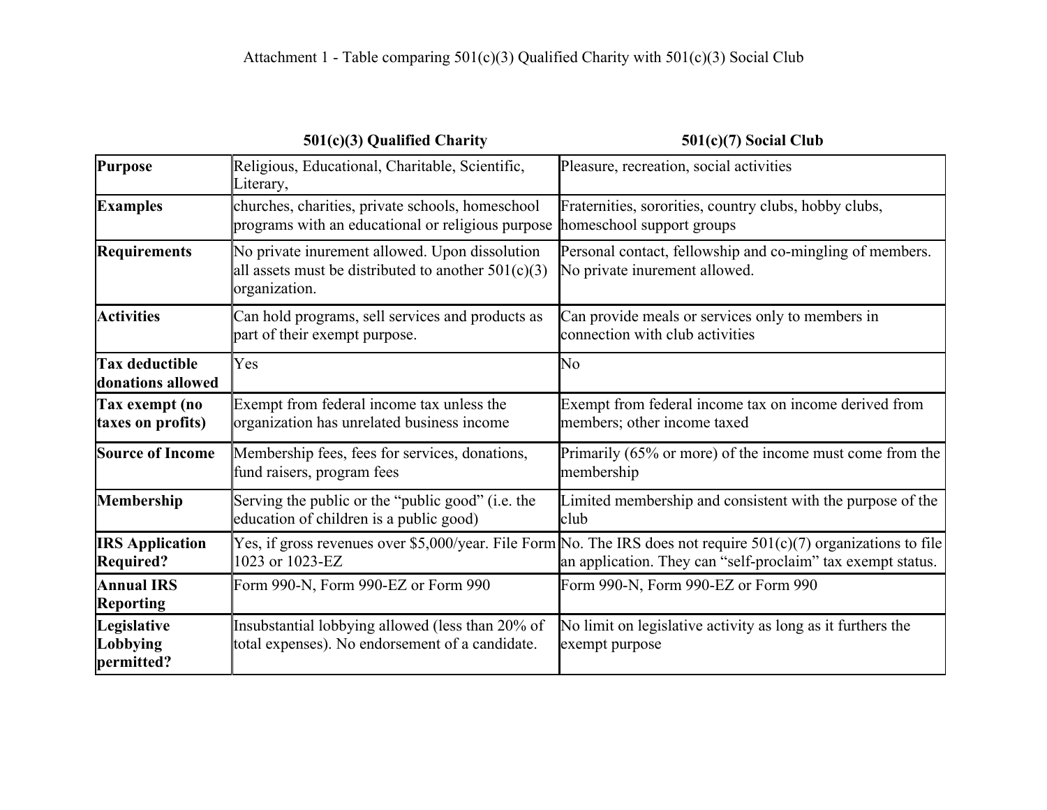Attachment 1 - Table comparing 501(c)(3) Qualified Charity with 501(c)(3) Social Club

| | 501(c)(3) Qualified Charity | 501(c)(7) Social Club |
|---|---|---|
| **Purpose** | Religious, Educational, Charitable, Scientific, Literary, | Pleasure, recreation, social activities |
| **Examples** | churches, charities, private schools, homeschool programs with an educational or religious purpose | Fraternities, sororities, country clubs, hobby clubs, homeschool support groups |
| **Requirements** | No private inurement allowed. Upon dissolution all assets must be distributed to another 501(c)(3) organization. | Personal contact, fellowship and co-mingling of members. No private inurement allowed. |
| **Activities** | Can hold programs, sell services and products as part of their exempt purpose. | Can provide meals or services only to members in connection with club activities |
| **Tax deductible donations allowed** | Yes | No |
| **Tax exempt (no taxes on profits)** | Exempt from federal income tax unless the organization has unrelated business income | Exempt from federal income tax on income derived from members; other income taxed |
| **Source of Income** | Membership fees, fees for services, donations, fund raisers, program fees | Primarily (65% or more) of the income must come from the membership |
| **Membership** | Serving the public or the "public good" (i.e. the education of children is a public good) | Limited membership and consistent with the purpose of the club |
| **IRS Application Required?** | Yes, if gross revenues over $5,000/year. File Form 1023 or 1023-EZ | No. The IRS does not require 501(c)(7) organizations to file an application. They can "self-proclaim" tax exempt status. |
| **Annual IRS Reporting** | Form 990-N, Form 990-EZ or Form 990 | Form 990-N, Form 990-EZ or Form 990 |
| **Legislative Lobbying permitted?** | Insubstantial lobbying allowed (less than 20% of total expenses). No endorsement of a candidate. | No limit on legislative activity as long as it furthers the exempt purpose |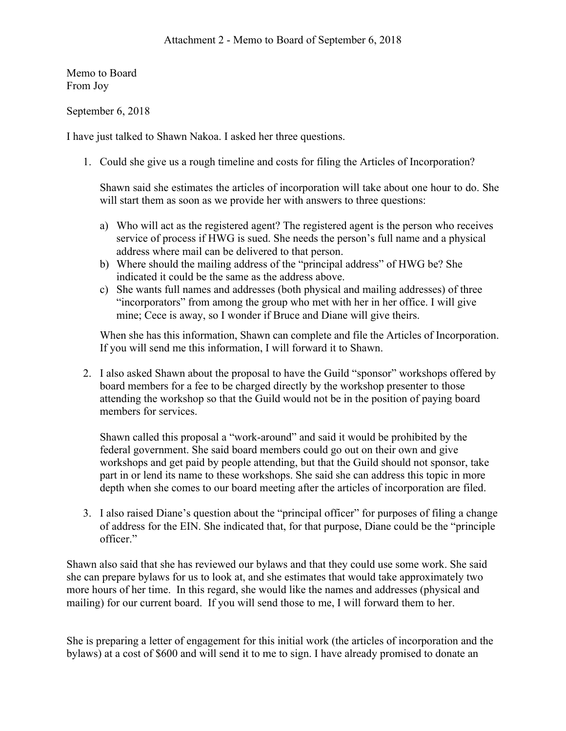Attachment 2 - Memo to Board of September 6, 2018

Memo to Board
From Joy

September 6, 2018

I have just talked to Shawn Nakoa. I asked her three questions.

1. Could she give us a rough timeline and costs for filing the Articles of Incorporation?

   Shawn said she estimates the articles of incorporation will take about one hour to do. She will start them as soon as we provide her with answers to three questions:

   a) Who will act as the registered agent? The registered agent is the person who receives service of process if HWG is sued. She needs the person's full name and a physical address where mail can be delivered to that person.
   b) Where should the mailing address of the "principal address" of HWG be? She indicated it could be the same as the address above.
   c) She wants full names and addresses (both physical and mailing addresses) of three "incorporators" from among the group who met with her in her office. I will give mine; Cece is away, so I wonder if Bruce and Diane will give theirs.

   When she has this information, Shawn can complete and file the Articles of Incorporation. If you will send me this information, I will forward it to Shawn.

2. I also asked Shawn about the proposal to have the Guild "sponsor" workshops offered by board members for a fee to be charged directly by the workshop presenter to those attending the workshop so that the Guild would not be in the position of paying board members for services.

   Shawn called this proposal a "work-around" and said it would be prohibited by the federal government. She said board members could go out on their own and give workshops and get paid by people attending, but that the Guild should not sponsor, take part in or lend its name to these workshops. She said she can address this topic in more depth when she comes to our board meeting after the articles of incorporation are filed.

3. I also raised Diane's question about the "principal officer" for purposes of filing a change of address for the EIN. She indicated that, for that purpose, Diane could be the "principle officer."

Shawn also said that she has reviewed our bylaws and that they could use some work. She said she can prepare bylaws for us to look at, and she estimates that would take approximately two more hours of her time. In this regard, she would like the names and addresses (physical and mailing) for our current board. If you will send those to me, I will forward them to her.

She is preparing a letter of engagement for this initial work (the articles of incorporation and the bylaws) at a cost of $600 and will send it to me to sign. I have already promised to donate an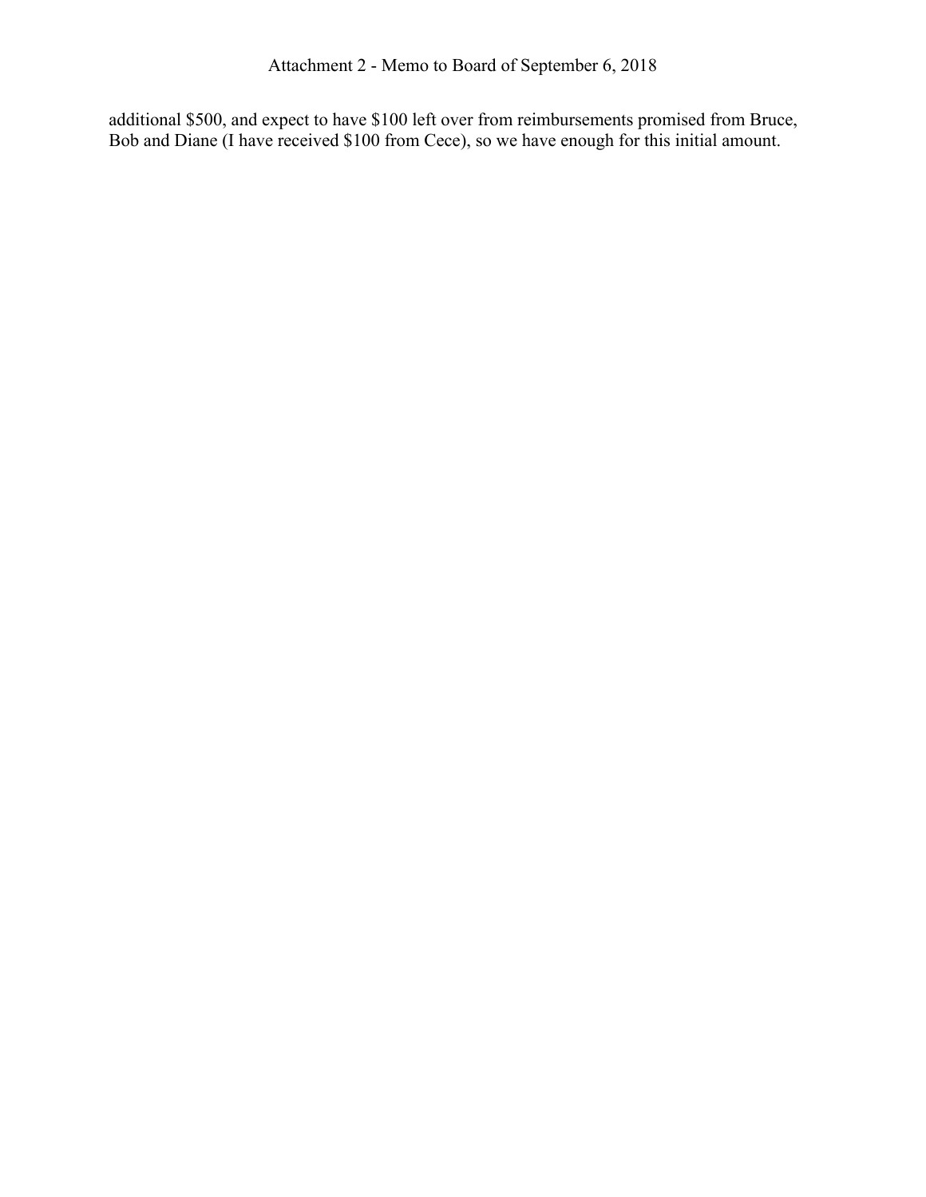additional $500, and expect to have $100 left over from reimbursements promised from Bruce, Bob and Diane (I have received $100 from Cece), so we have enough for this initial amount.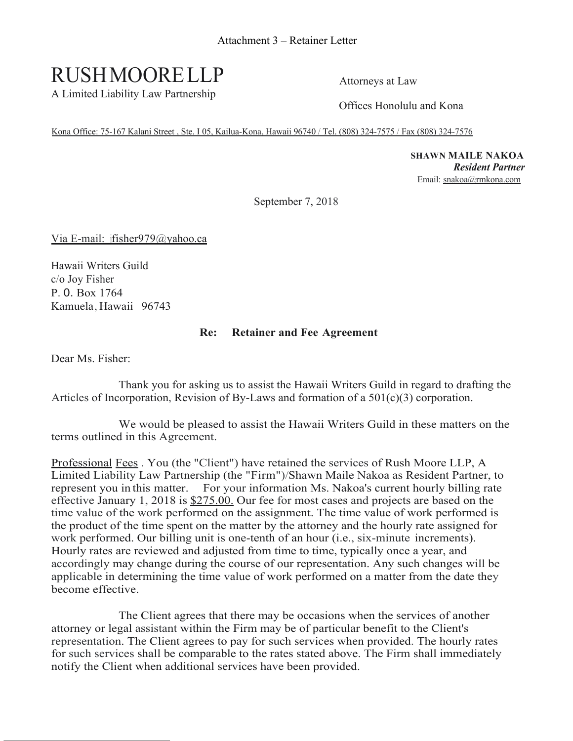Attachment 3 – Retainer Letter

# RUSH MOORE LLP

A Limited Liability Law Partnership

Attorneys at Law

Offices Honolulu and Kona

Kona Office: 75-167 Kalani Street , Ste. I 05, Kailua-Kona, Hawaii 96740 / Tel. (808) 324-7575 / Fax (808) 324-7576

**SHAWN MAILE NAKOA**
***Resident Partner***
Email: snakoa@rmkona.com

September 7, 2018

Via E-mail: jfisher979@yahoo.ca

Hawaii Writers Guild
c/o Joy Fisher
P. O. Box 1764
Kamuela, Hawaii 96743

**Re: Retainer and Fee Agreement**

Dear Ms. Fisher:

Thank you for asking us to assist the Hawaii Writers Guild in regard to drafting the Articles of Incorporation, Revision of By-Laws and formation of a 501(c)(3) corporation.

We would be pleased to assist the Hawaii Writers Guild in these matters on the terms outlined in this Agreement.

Professional Fees . You (the "Client") have retained the services of Rush Moore LLP, A Limited Liability Law Partnership (the "Firm")/Shawn Maile Nakoa as Resident Partner, to represent you in this matter. For your information Ms. Nakoa's current hourly billing rate effective January 1, 2018 is $275.00. Our fee for most cases and projects are based on the time value of the work performed on the assignment. The time value of work performed is the product of the time spent on the matter by the attorney and the hourly rate assigned for work performed. Our billing unit is one-tenth of an hour (i.e., six-minute increments). Hourly rates are reviewed and adjusted from time to time, typically once a year, and accordingly may change during the course of our representation. Any such changes will be applicable in determining the time value of work performed on a matter from the date they become effective.

The Client agrees that there may be occasions when the services of another attorney or legal assistant within the Firm may be of particular benefit to the Client's representation. The Client agrees to pay for such services when provided. The hourly rates for such services shall be comparable to the rates stated above. The Firm shall immediately notify the Client when additional services have been provided.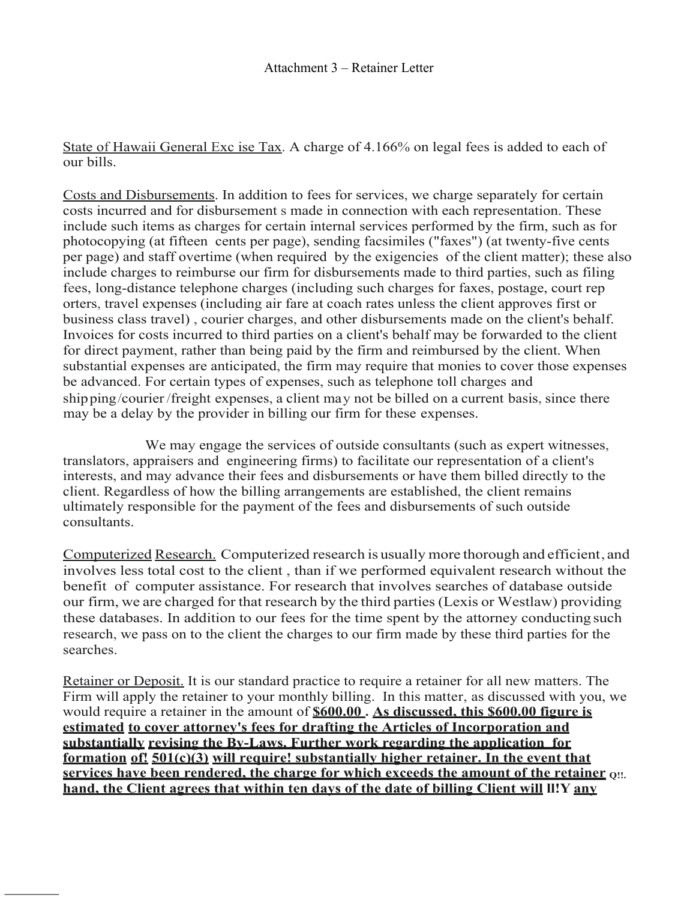Attachment 3 – Retainer Letter

State of Hawaii General Exc ise Tax. A charge of 4.166% on legal fees is added to each of our bills.

Costs and Disbursements. In addition to fees for services, we charge separately for certain costs incurred and for disbursement s made in connection with each representation. These include such items as charges for certain internal services performed by the firm, such as for photocopying (at fifteen cents per page), sending facsimiles ("faxes") (at twenty-five cents per page) and staff overtime (when required by the exigencies of the client matter); these also include charges to reimburse our firm for disbursements made to third parties, such as filing fees, long-distance telephone charges (including such charges for faxes, postage, court rep orters, travel expenses (including air fare at coach rates unless the client approves first or business class travel) , courier charges, and other disbursements made on the client's behalf. Invoices for costs incurred to third parties on a client's behalf may be forwarded to the client for direct payment, rather than being paid by the firm and reimbursed by the client. When substantial expenses are anticipated, the firm may require that monies to cover those expenses be advanced. For certain types of expenses, such as telephone toll charges and ship ping/courier /freight expenses, a client may not be billed on a current basis, since there may be a delay by the provider in billing our firm for these expenses.

We may engage the services of outside consultants (such as expert witnesses, translators, appraisers and engineering firms) to facilitate our representation of a client's interests, and may advance their fees and disbursements or have them billed directly to the client. Regardless of how the billing arrangements are established, the client remains ultimately responsible for the payment of the fees and disbursements of such outside consultants.

Computerized Research. Computerized research is usually more thorough and efficient, and involves less total cost to the client , than if we performed equivalent research without the benefit of computer assistance. For research that involves searches of database outside our firm, we are charged for that research by the third parties (Lexis or Westlaw) providing these databases. In addition to our fees for the time spent by the attorney conducting such research, we pass on to the client the charges to our firm made by these third parties for the searches.

Retainer or Deposit. It is our standard practice to require a retainer for all new matters. The Firm will apply the retainer to your monthly billing. In this matter, as discussed with you, we would require a retainer in the amount of **$600.00 . As discussed, this $600.00 figure is estimated to cover attorney's fees for drafting the Articles of Incorporation and substantially revising the By-Laws. Further work regarding the application for formation of! 501(c)(3) will require! substantially higher retainer. In the event that services have been rendered, the charge for which exceeds the amount of the retainer Q!!. hand, the Client agrees that within ten days of the date of billing Client will ll!Y any**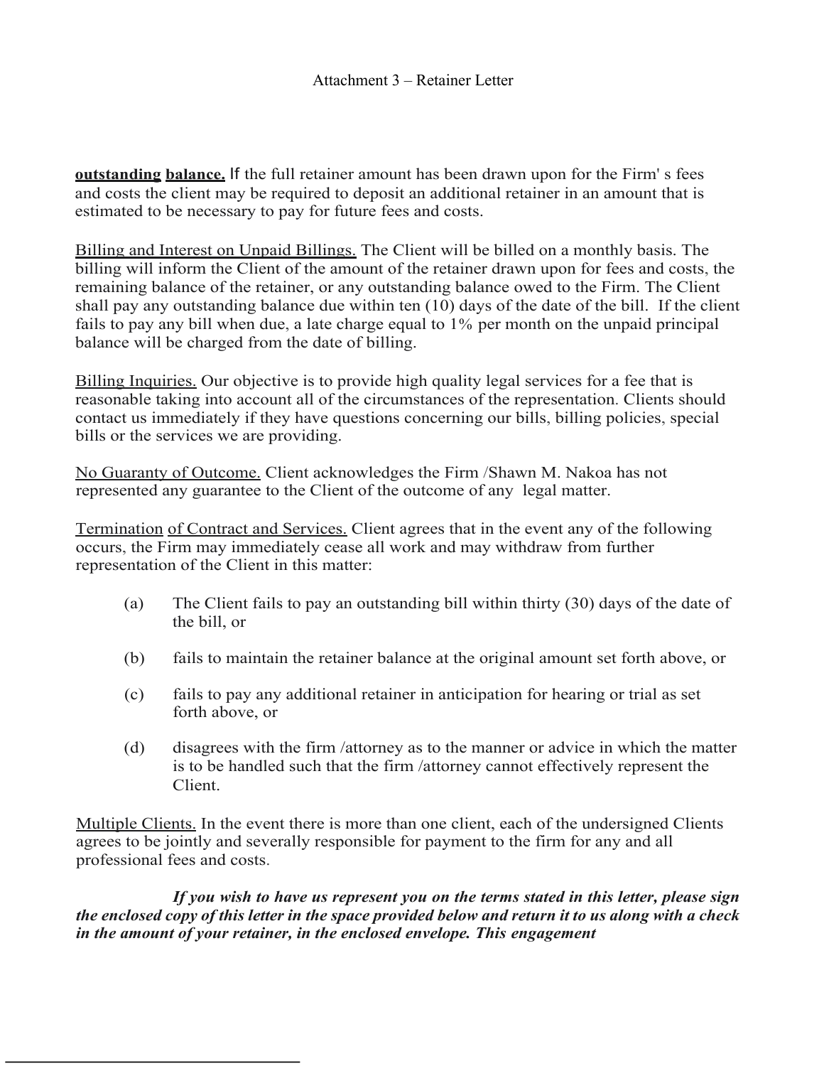Attachment 3 – Retainer Letter

**outstanding balance.** If the full retainer amount has been drawn upon for the Firm' s fees and costs the client may be required to deposit an additional retainer in an amount that is estimated to be necessary to pay for future fees and costs.

Billing and Interest on Unpaid Billings. The Client will be billed on a monthly basis. The billing will inform the Client of the amount of the retainer drawn upon for fees and costs, the remaining balance of the retainer, or any outstanding balance owed to the Firm. The Client shall pay any outstanding balance due within ten (10) days of the date of the bill. If the client fails to pay any bill when due, a late charge equal to 1% per month on the unpaid principal balance will be charged from the date of billing.

Billing Inquiries. Our objective is to provide high quality legal services for a fee that is reasonable taking into account all of the circumstances of the representation. Clients should contact us immediately if they have questions concerning our bills, billing policies, special bills or the services we are providing.

No Guaranty of Outcome. Client acknowledges the Firm /Shawn M. Nakoa has not represented any guarantee to the Client of the outcome of any legal matter.

Termination of Contract and Services. Client agrees that in the event any of the following occurs, the Firm may immediately cease all work and may withdraw from further representation of the Client in this matter:

(a) The Client fails to pay an outstanding bill within thirty (30) days of the date of the bill, or

(b) fails to maintain the retainer balance at the original amount set forth above, or

(c) fails to pay any additional retainer in anticipation for hearing or trial as set forth above, or

(d) disagrees with the firm /attorney as to the manner or advice in which the matter is to be handled such that the firm /attorney cannot effectively represent the Client.

Multiple Clients. In the event there is more than one client, each of the undersigned Clients agrees to be jointly and severally responsible for payment to the firm for any and all professional fees and costs.

***If you wish to have us represent you on the terms stated in this letter, please sign the enclosed copy of this letter in the space provided below and return it to us along with a check in the amount of your retainer, in the enclosed envelope. This engagement***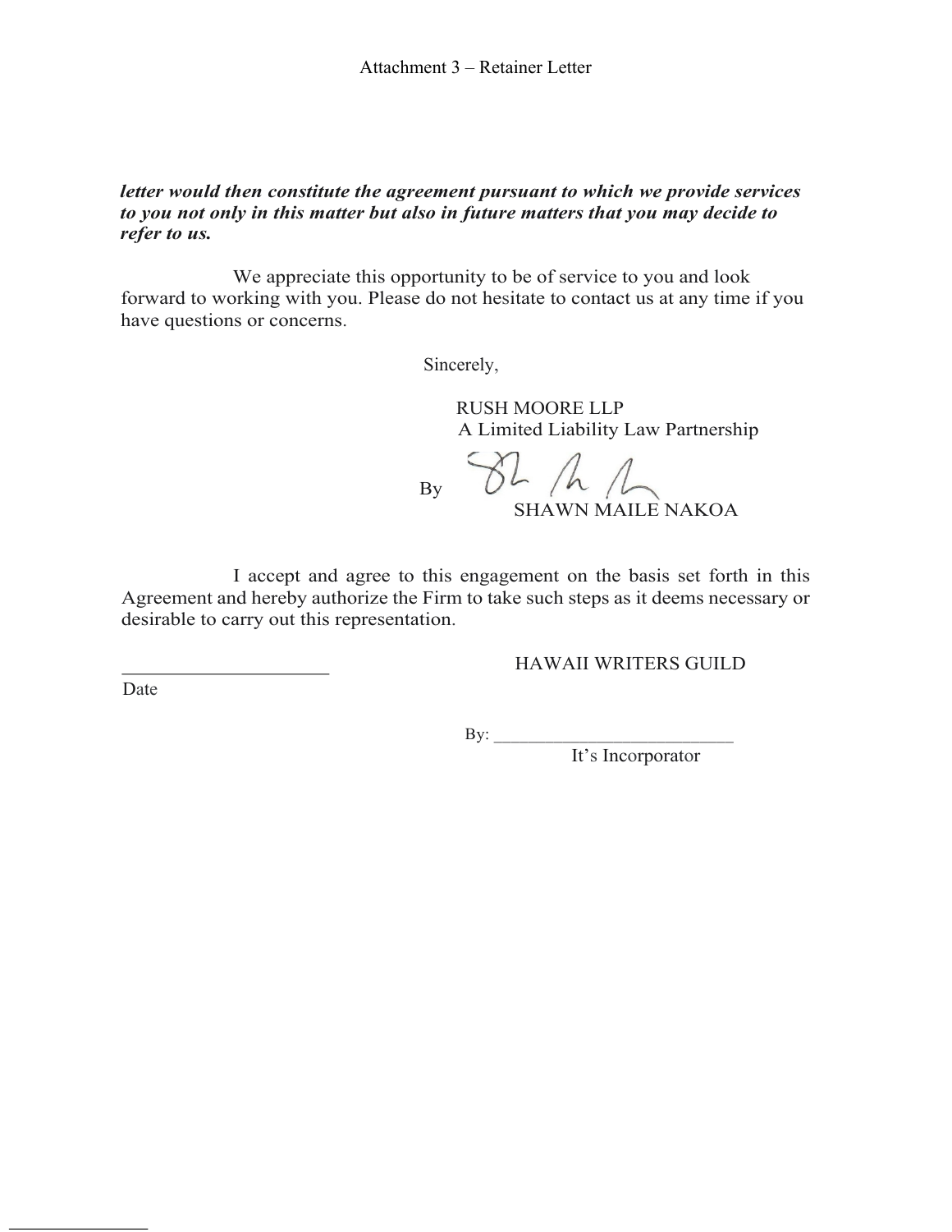***letter would then constitute the agreement pursuant to which we provide services to you not only in this matter but also in future matters that you may decide to refer to us.***

We appreciate this opportunity to be of service to you and look forward to working with you. Please do not hesitate to contact us at any time if you have questions or concerns.

Sincerely,

RUSH MOORE LLP
A Limited Liability Law Partnership

By [signature]
SHAWN MAILE NAKOA

I accept and agree to this engagement on the basis set forth in this Agreement and hereby authorize the Firm to take such steps as it deems necessary or desirable to carry out this representation.

______________________
Date

HAWAII WRITERS GUILD

By: ___________________________
It's Incorporator